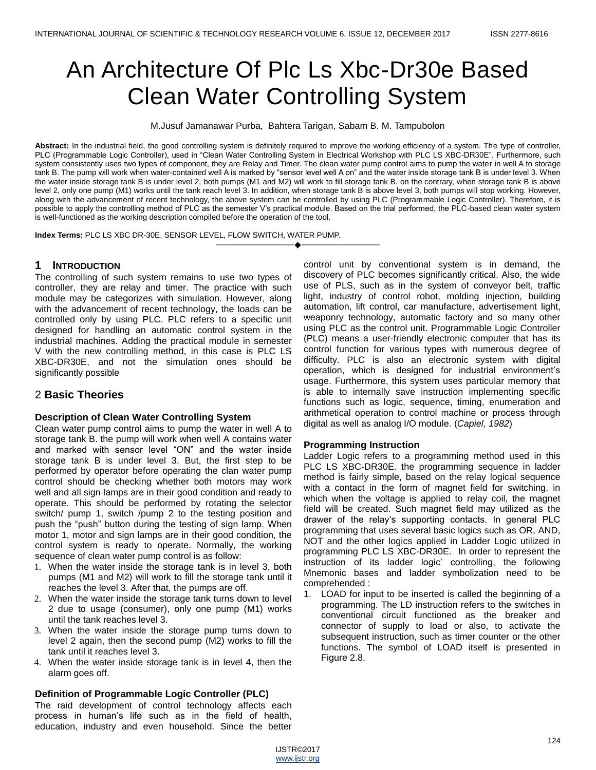# An Architecture Of Plc Ls Xbc-Dr30e Based Clean Water Controlling System

M.Jusuf Jamanawar Purba, Bahtera Tarigan, Sabam B. M. Tampubolon

**Abstract:** In the industrial field, the good controlling system is definitely required to improve the working efficiency of a system. The type of controller, PLC (Programmable Logic Controller), used in "Clean Water Controlling System in Electrical Workshop with PLC LS XBC-DR30E". Furthermore, such system consistently uses two types of component, they are Relay and Timer. The clean water pump control aims to pump the water in well A to storage tank B. The pump will work when water-contained well A is marked by "sensor level well A on" and the water inside storage tank B is under level 3. When the water inside storage tank B is under level 2, both pumps (M1 and M2) will work to fill storage tank B. on the contrary, when storage tank B is above level 2, only one pump (M1) works until the tank reach level 3. In addition, when storage tank B is above level 3, both pumps will stop working. However, along with the advancement of recent technology, the above system can be controlled by using PLC (Programmable Logic Controller). Therefore, it is possible to apply the controlling method of PLC as the semester V's practical module. Based on the trial performed, the PLC-based clean water system is well-functioned as the working description compiled before the operation of the tool.

**Index Terms:** PLC LS XBC DR-30E, SENSOR LEVEL, FLOW SWITCH, WATER PUMP.

## 1 Introduction

The controlling of such system remains to use two types of controller, they are relay and timer. The practice with such module may be categorizes with simulation. However, along with the advancement of recent technology, the loads can be controlled only by using PLC. PLC refers to a specific unit designed for handling an automatic control system in the industrial machines. Adding the practical module in semester V with the new controlling method, in this case is PLC LS XBC-DR30E, and not the simulation ones should be significantly possible

## 2 Basic Theories

### Description of Clean Water Controlling System

Clean water pump control aims to pump the water in well A to storage tank B. the pump will work when well A contains water and marked with sensor level "ON" and the water inside storage tank B is under level 3. But, the first step to be performed by operator before operating the clan water pump control should be checking whether both motors may work well and all sign lamps are in their good condition and ready to operate. This should be performed by rotating the selector switch/ pump 1, switch /pump 2 to the testing position and push the "push" button during the testing of sign lamp. When motor 1, motor and sign lamps are in their good condition, the control system is ready to operate. Normally, the working sequence of clean water pump control is as follow:

1. When the water inside the storage tank is in level 3, both pumps (M1 and M2) will work to fill the storage tank until it reaches the level 3. After that, the pumps are off.
2. When the water inside the storage tank turns down to level 2 due to usage (consumer), only one pump (M1) works until the tank reaches level 3.
3. When the water inside the storage pump turns down to level 2 again, then the second pump (M2) works to fill the tank until it reaches level 3.
4. When the water inside storage tank is in level 4, then the alarm goes off.

### Definition of Programmable Logic Controller (PLC)

The raid development of control technology affects each process in human's life such as in the field of health, education, industry and even household. Since the better control unit by conventional system is in demand, the discovery of PLC becomes significantly critical. Also, the wide use of PLS, such as in the system of conveyor belt, traffic light, industry of control robot, molding injection, building automation, lift control, car manufacture, advertisement light, weaponry technology, automatic factory and so many other using PLC as the control unit. Programmable Logic Controller (PLC) means a user-friendly electronic computer that has its control function for various types with numerous degree of difficulty. PLC is also an electronic system with digital operation, which is designed for industrial environment's usage. Furthermore, this system uses particular memory that is able to internally save instruction implementing specific functions such as logic, sequence, timing, enumeration and arithmetical operation to control machine or process through digital as well as analog I/O module. (*Capiel, 1982*)

### Programming Instruction

Ladder Logic refers to a programming method used in this PLC LS XBC-DR30E. the programming sequence in ladder method is fairly simple, based on the relay logical sequence with a contact in the form of magnet field for switching, in which when the voltage is applied to relay coil, the magnet field will be created. Such magnet field may utilized as the drawer of the relay's supporting contacts. In general PLC programming that uses several basic logics such as OR, AND, NOT and the other logics applied in Ladder Logic utilized in programming PLC LS XBC-DR30E. In order to represent the instruction of its ladder logic' controlling, the following Mnemonic bases and ladder symbolization need to be comprehended :

1. LOAD for input to be inserted is called the beginning of a programming. The LD instruction refers to the switches in conventional circuit functioned as the breaker and connector of supply to load or also, to activate the subsequent instruction, such as timer counter or the other functions. The symbol of LOAD itself is presented in Figure 2.8.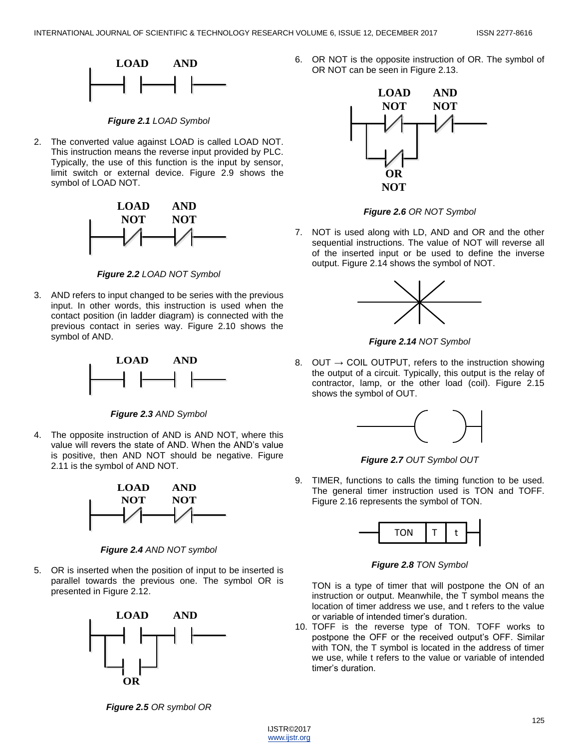**Figure 2.1** *LOAD Symbol*

2. The converted value against LOAD is called LOAD NOT. This instruction means the reverse input provided by PLC. Typically, the use of this function is the input by sensor, limit switch or external device. Figure 2.9 shows the symbol of LOAD NOT.

**Figure 2.2** *LOAD NOT Symbol*

3. AND refers to input changed to be series with the previous input. In other words, this instruction is used when the contact position (in ladder diagram) is connected with the previous contact in series way. Figure 2.10 shows the symbol of AND.

**Figure 2.3** *AND Symbol*

4. The opposite instruction of AND is AND NOT, where this value will revers the state of AND. When the AND's value is positive, then AND NOT should be negative. Figure 2.11 is the symbol of AND NOT.

**Figure 2.4** *AND NOT symbol*

5. OR is inserted when the position of input to be inserted is parallel towards the previous one. The symbol OR is presented in Figure 2.12.

**Figure 2.5** *OR symbol OR*

6. OR NOT is the opposite instruction of OR. The symbol of OR NOT can be seen in Figure 2.13.

**Figure 2.6** *OR NOT Symbol*

7. NOT is used along with LD, AND and OR and the other sequential instructions. The value of NOT will reverse all of the inserted input or be used to define the inverse output. Figure 2.14 shows the symbol of NOT.

**Figure 2.14** *NOT Symbol*

8. OUT → COIL OUTPUT, refers to the instruction showing the output of a circuit. Typically, this output is the relay of contractor, lamp, or the other load (coil). Figure 2.15 shows the symbol of OUT.

**Figure 2.7** *OUT Symbol OUT*

9. TIMER, functions to calls the timing function to be used. The general timer instruction used is TON and TOFF. Figure 2.16 represents the symbol of TON.

**Figure 2.8** *TON Symbol*

TON is a type of timer that will postpone the ON of an instruction or output. Meanwhile, the T symbol means the location of timer address we use, and t refers to the value or variable of intended timer's duration.

10. TOFF is the reverse type of TON. TOFF works to postpone the OFF or the received output's OFF. Similar with TON, the T symbol is located in the address of timer we use, while t refers to the value or variable of intended timer's duration.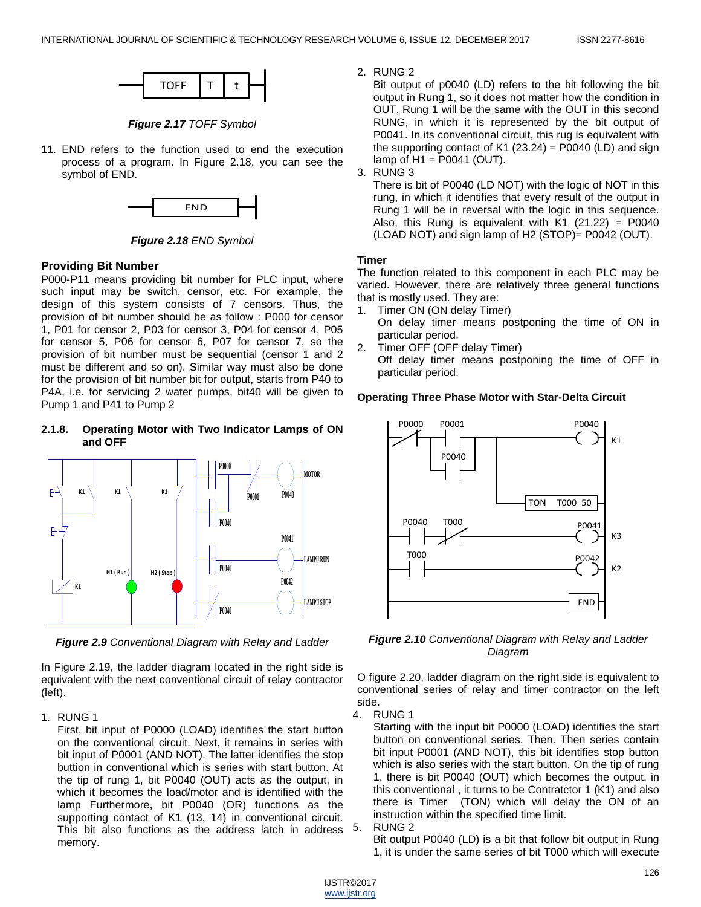*Figure 2.17* TOFF Symbol

11. END refers to the function used to end the execution process of a program. In Figure 2.18, you can see the symbol of END.

*Figure 2.18* END Symbol

**Providing Bit Number**

P000-P11 means providing bit number for PLC input, where such input may be switch, censor, etc. For example, the design of this system consists of 7 censors. Thus, the provision of bit number should be as follow : P000 for censor 1, P01 for censor 2, P03 for censor 3, P04 for censor 4, P05 for censor 5, P06 for censor 6, P07 for censor 7, so the provision of bit number must be sequential (censor 1 and 2 must be different and so on). Similar way must also be done for the provision of bit number bit for output, starts from P40 to P4A, i.e. for servicing 2 water pumps, bit40 will be given to Pump 1 and P41 to Pump 2

#### 2.1.8. Operating Motor with Two Indicator Lamps of ON and OFF

*Figure 2.9* Conventional Diagram with Relay and Ladder

In Figure 2.19, the ladder diagram located in the right side is equivalent with the next conventional circuit of relay contractor (left).

1. RUNG 1
   First, bit input of P0000 (LOAD) identifies the start button on the conventional circuit. Next, it remains in series with bit input of P0001 (AND NOT). The latter identifies the stop buttion in conventional which is series with start button. At the tip of rung 1, bit P0040 (OUT) acts as the output, in which it becomes the load/motor and is identified with the lamp Furthermore, bit P0040 (OR) functions as the supporting contact of K1 (13, 14) in conventional circuit. This bit also functions as the address latch in address memory.
2. RUNG 2
   Bit output of p0040 (LD) refers to the bit following the bit output in Rung 1, so it does not matter how the condition in OUT, Rung 1 will be the same with the OUT in this second RUNG, in which it is represented by the bit output of P0041. In its conventional circuit, this rug is equivalent with the supporting contact of K1 (23.24) = P0040 (LD) and sign lamp of H1 = P0041 (OUT).
3. RUNG 3
   There is bit of P0040 (LD NOT) with the logic of NOT in this rung, in which it identifies that every result of the output in Rung 1 will be in reversal with the logic in this sequence. Also, this Rung is equivalent with K1 (21.22) = P0040 (LOAD NOT) and sign lamp of H2 (STOP)= P0042 (OUT).

**Timer**

The function related to this component in each PLC may be varied. However, there are relatively three general functions that is mostly used. They are:

1. Timer ON (ON delay Timer)
   On delay timer means postponing the time of ON in particular period.
2. Timer OFF (OFF delay Timer)
   Off delay timer means postponing the time of OFF in particular period.

**Operating Three Phase Motor with Star-Delta Circuit**

*Figure 2.10* Conventional Diagram with Relay and Ladder Diagram

O figure 2.20, ladder diagram on the right side is equivalent to conventional series of relay and timer contractor on the left side.

4. RUNG 1
   Starting with the input bit P0000 (LOAD) identifies the start button on conventional series. Then. Then series contain bit input P0001 (AND NOT), this bit identifies stop button which is also series with the start button. On the tip of rung 1, there is bit P0040 (OUT) which becomes the output, in this conventional , it turns to be Contratctor 1 (K1) and also there is Timer (TON) which will delay the ON of an instruction within the specified time limit.
5. RUNG 2
   Bit output P0040 (LD) is a bit that follow bit output in Rung 1, it is under the same series of bit T000 which will execute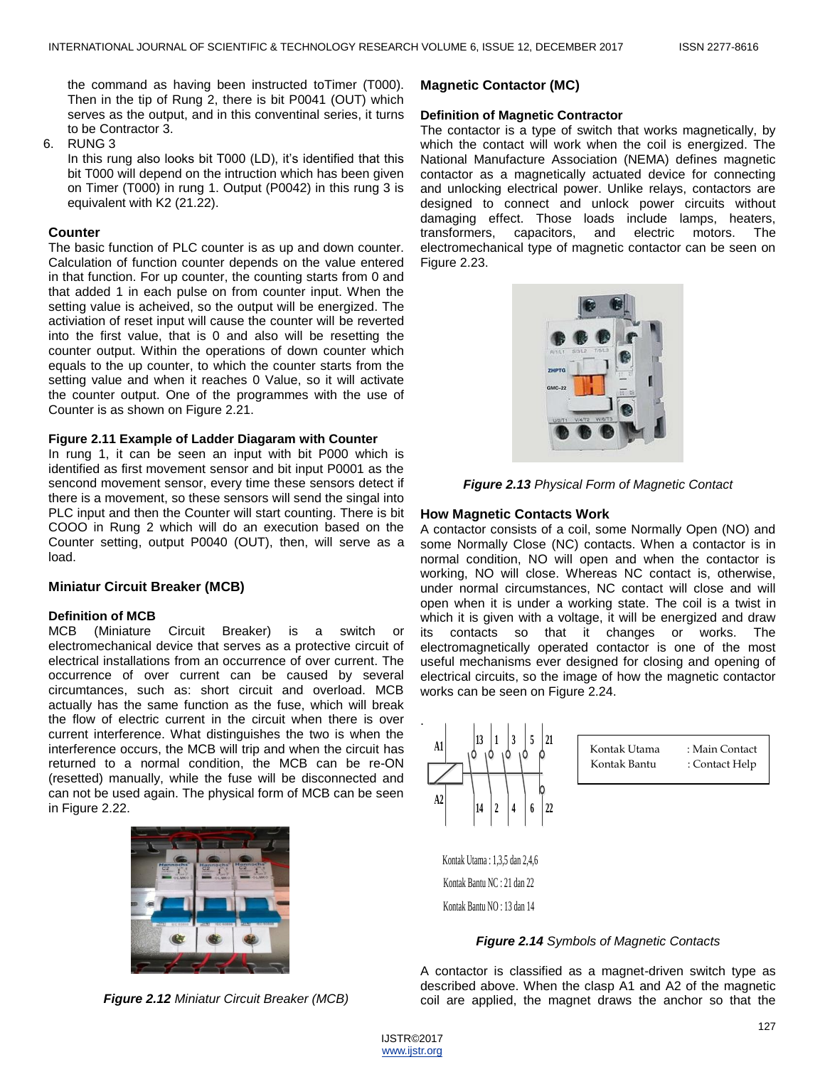the command as having been instructed toTimer (T000). Then in the tip of Rung 2, there is bit P0041 (OUT) which serves as the output, and in this conventinal series, it turns to be Contractor 3.

6. RUNG 3
   In this rung also looks bit T000 (LD), it's identified that this bit T000 will depend on the intruction which has been given on Timer (T000) in rung 1. Output (P0042) in this rung 3 is equivalent with K2 (21.22).

### Counter

The basic function of PLC counter is as up and down counter. Calculation of function counter depends on the value entered in that function. For up counter, the counting starts from 0 and that added 1 in each pulse on from counter input. When the setting value is acheived, so the output will be energized. The activiation of reset input will cause the counter will be reverted into the first value, that is 0 and also will be resetting the counter output. Within the operations of down counter which equals to the up counter, to which the counter starts from the setting value and when it reaches 0 Value, so it will activate the counter output. One of the programmes with the use of Counter is as shown on Figure 2.21.

**Figure 2.11 Example of Ladder Diagaram with Counter**

In rung 1, it can be seen an input with bit P000 which is identified as first movement sensor and bit input P0001 as the sencond movement sensor, every time these sensors detect if there is a movement, so these sensors will send the singal into PLC input and then the Counter will start counting. There is bit COOO in Rung 2 which will do an execution based on the Counter setting, output P0040 (OUT), then, will serve as a load.

### Miniatur Circuit Breaker (MCB)

#### Definition of MCB

MCB (Miniature Circuit Breaker) is a switch or electromechanical device that serves as a protective circuit of electrical installations from an occurrence of over current. The occurrence of over current can be caused by several circumtances, such as: short circuit and overload. MCB actually has the same function as the fuse, which will break the flow of electric current in the circuit when there is over current interference. What distinguishes the two is when the interference occurs, the MCB will trip and when the circuit has returned to a normal condition, the MCB can be re-ON (resetted) manually, while the fuse will be disconnected and can not be used again. The physical form of MCB can be seen in Figure 2.22.

***Figure 2.12*** *Miniatur Circuit Breaker (MCB)*

### Magnetic Contactor (MC)

#### Definition of Magnetic Contractor

The contactor is a type of switch that works magnetically, by which the contact will work when the coil is energized. The National Manufacture Association (NEMA) defines magnetic contactor as a magnetically actuated device for connecting and unlocking electrical power. Unlike relays, contactors are designed to connect and unlock power circuits without damaging effect. Those loads include lamps, heaters, transformers, capacitors, and electric motors. The electromechanical type of magnetic contactor can be seen on Figure 2.23.

***Figure 2.13*** *Physical Form of Magnetic Contact*

### How Magnetic Contacts Work

A contactor consists of a coil, some Normally Open (NO) and some Normally Close (NC) contacts. When a contactor is in normal condition, NO will open and when the contactor is working, NO will close. Whereas NC contact is, otherwise, under normal circumstances, NC contact will close and will open when it is under a working state. The coil is a twist in which it is given with a voltage, it will be energized and draw its contacts so that it changes or works. The electromagnetically operated contactor is one of the most useful mechanisms ever designed for closing and opening of electrical circuits, so the image of how the magnetic contactor works can be seen on Figure 2.24.

| Kontak Utama | : Main Contact |
|---|---|
| Kontak Bantu | : Contact Help |

Kontak Utama : 1,3,5 dan 2,4,6

Kontak Bantu NC : 21 dan 22

Kontak Bantu NO : 13 dan 14

***Figure 2.14*** *Symbols of Magnetic Contacts*

A contactor is classified as a magnet-driven switch type as described above. When the clasp A1 and A2 of the magnetic coil are applied, the magnet draws the anchor so that the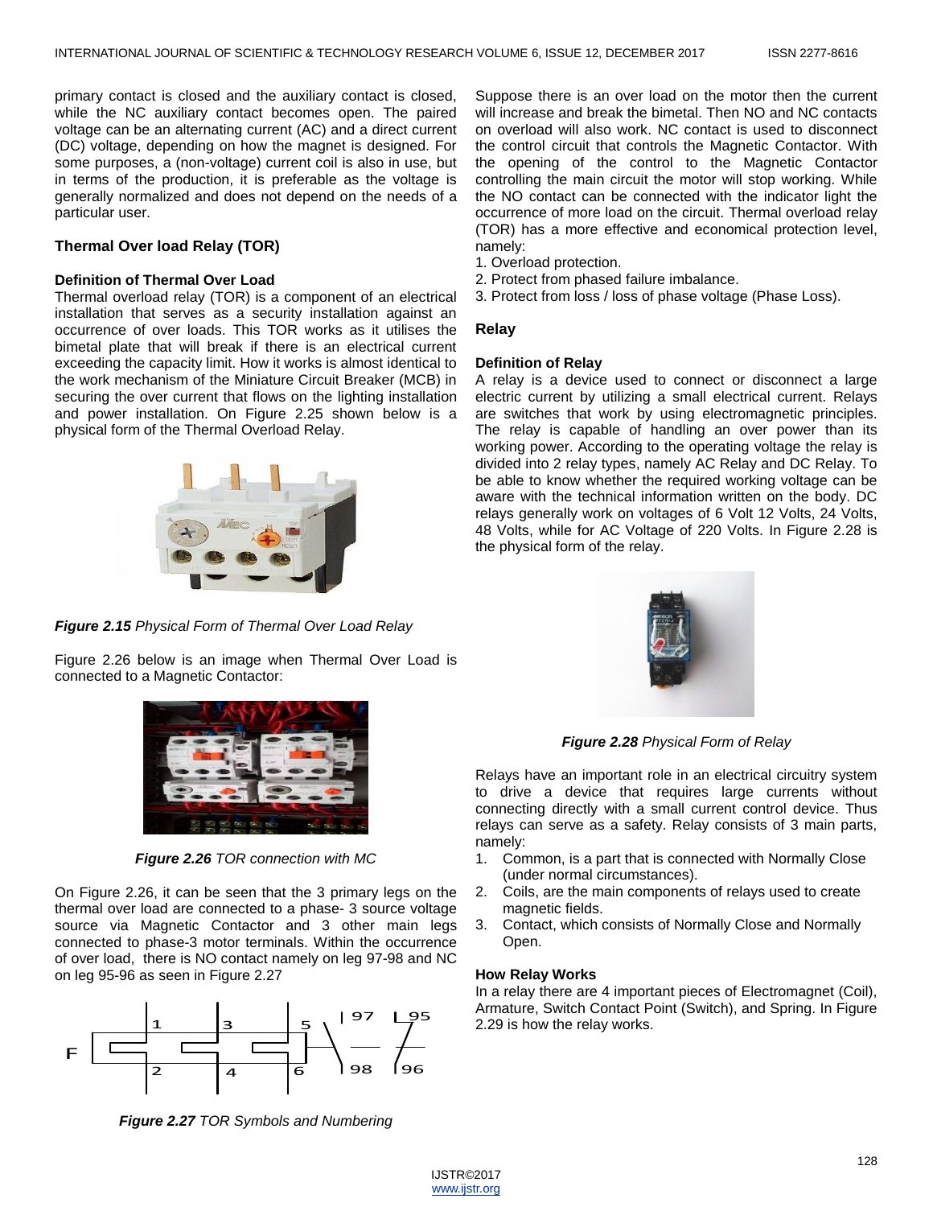primary contact is closed and the auxiliary contact is closed, while the NC auxiliary contact becomes open. The paired voltage can be an alternating current (AC) and a direct current (DC) voltage, depending on how the magnet is designed. For some purposes, a (non-voltage) current coil is also in use, but in terms of the production, it is preferable as the voltage is generally normalized and does not depend on the needs of a particular user.

### Thermal Over load Relay (TOR)

#### Definition of Thermal Over Load

Thermal overload relay (TOR) is a component of an electrical installation that serves as a security installation against an occurrence of over loads. This TOR works as it utilises the bimetal plate that will break if there is an electrical current exceeding the capacity limit. How it works is almost identical to the work mechanism of the Miniature Circuit Breaker (MCB) in securing the over current that flows on the lighting installation and power installation. On Figure 2.25 shown below is a physical form of the Thermal Overload Relay.

***Figure 2.15*** *Physical Form of Thermal Over Load Relay*

Figure 2.26 below is an image when Thermal Over Load is connected to a Magnetic Contactor:

***Figure 2.26*** *TOR connection with MC*

On Figure 2.26, it can be seen that the 3 primary legs on the thermal over load are connected to a phase- 3 source voltage source via Magnetic Contactor and 3 other main legs connected to phase-3 motor terminals. Within the occurrence of over load, there is NO contact namely on leg 97-98 and NC on leg 95-96 as seen in Figure 2.27

***Figure 2.27*** *TOR Symbols and Numbering*

Suppose there is an over load on the motor then the current will increase and break the bimetal. Then NO and NC contacts on overload will also work. NC contact is used to disconnect the control circuit that controls the Magnetic Contactor. With the opening of the control to the Magnetic Contactor controlling the main circuit the motor will stop working. While the NO contact can be connected with the indicator light the occurrence of more load on the circuit. Thermal overload relay (TOR) has a more effective and economical protection level, namely:

1. Overload protection.
2. Protect from phased failure imbalance.
3. Protect from loss / loss of phase voltage (Phase Loss).

### Relay

#### Definition of Relay

A relay is a device used to connect or disconnect a large electric current by utilizing a small electrical current. Relays are switches that work by using electromagnetic principles. The relay is capable of handling an over power than its working power. According to the operating voltage the relay is divided into 2 relay types, namely AC Relay and DC Relay. To be able to know whether the required working voltage can be aware with the technical information written on the body. DC relays generally work on voltages of 6 Volt 12 Volts, 24 Volts, 48 Volts, while for AC Voltage of 220 Volts. In Figure 2.28 is the physical form of the relay.

***Figure 2.28*** *Physical Form of Relay*

Relays have an important role in an electrical circuitry system to drive a device that requires large currents without connecting directly with a small current control device. Thus relays can serve as a safety. Relay consists of 3 main parts, namely:

1. Common, is a part that is connected with Normally Close (under normal circumstances).
2. Coils, are the main components of relays used to create magnetic fields.
3. Contact, which consists of Normally Close and Normally Open.

#### How Relay Works

In a relay there are 4 important pieces of Electromagnet (Coil), Armature, Switch Contact Point (Switch), and Spring. In Figure 2.29 is how the relay works.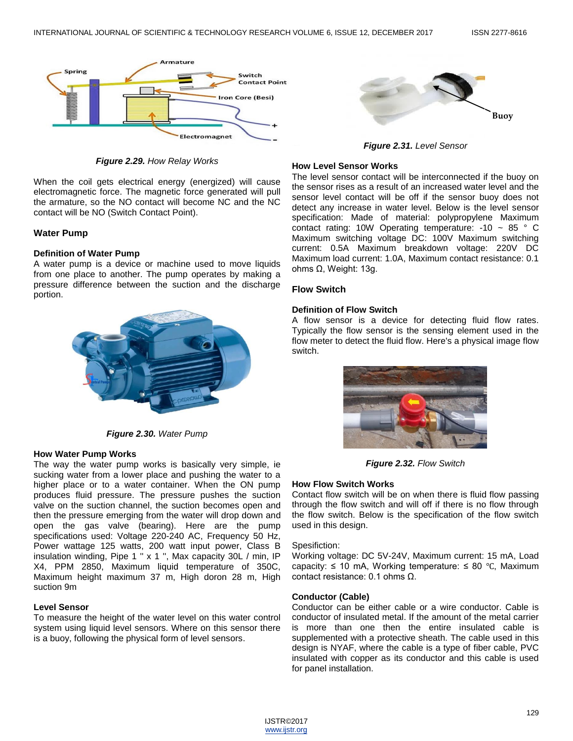*Figure 2.29. How Relay Works*

When the coil gets electrical energy (energized) will cause electromagnetic force. The magnetic force generated will pull the armature, so the NO contact will become NC and the NC contact will be NO (Switch Contact Point).

## Water Pump

### Definition of Water Pump

A water pump is a device or machine used to move liquids from one place to another. The pump operates by making a pressure difference between the suction and the discharge portion.

*Figure 2.30. Water Pump*

### How Water Pump Works

The way the water pump works is basically very simple, ie sucking water from a lower place and pushing the water to a higher place or to a water container. When the ON pump produces fluid pressure. The pressure pushes the suction valve on the suction channel, the suction becomes open and then the pressure emerging from the water will drop down and open the gas valve (bearing). Here are the pump specifications used: Voltage 220-240 AC, Frequency 50 Hz, Power wattage 125 watts, 200 watt input power, Class B insulation winding, Pipe 1 " x 1 ", Max capacity 30L / min, IP X4, PPM 2850, Maximum liquid temperature of 350C, Maximum height maximum 37 m, High doron 28 m, High suction 9m

### Level Sensor

To measure the height of the water level on this water control system using liquid level sensors. Where on this sensor there is a buoy, following the physical form of level sensors.

*Figure 2.31. Level Sensor*

### How Level Sensor Works

The level sensor contact will be interconnected if the buoy on the sensor rises as a result of an increased water level and the sensor level contact will be off if the sensor buoy does not detect any increase in water level. Below is the level sensor specification: Made of material: polypropylene Maximum contact rating: 10W Operating temperature: -10 ~ 85 ° C Maximum switching voltage DC: 100V Maximum switching current: 0.5A Maximum breakdown voltage: 220V DC Maximum load current: 1.0A, Maximum contact resistance: 0.1 ohms Ω, Weight: 13g.

## Flow Switch

### Definition of Flow Switch

A flow sensor is a device for detecting fluid flow rates. Typically the flow sensor is the sensing element used in the flow meter to detect the fluid flow. Here's a physical image flow switch.

*Figure 2.32. Flow Switch*

### How Flow Switch Works

Contact flow switch will be on when there is fluid flow passing through the flow switch and will off if there is no flow through the flow switch. Below is the specification of the flow switch used in this design.

Spesifiction:
Working voltage: DC 5V-24V, Maximum current: 15 mA, Load capacity: ≤ 10 mA, Working temperature: ≤ 80 ℃, Maximum contact resistance: 0.1 ohms Ω.

### Conductor (Cable)

Conductor can be either cable or a wire conductor. Cable is conductor of insulated metal. If the amount of the metal carrier is more than one then the entire insulated cable is supplemented with a protective sheath. The cable used in this design is NYAF, where the cable is a type of fiber cable, PVC insulated with copper as its conductor and this cable is used for panel installation.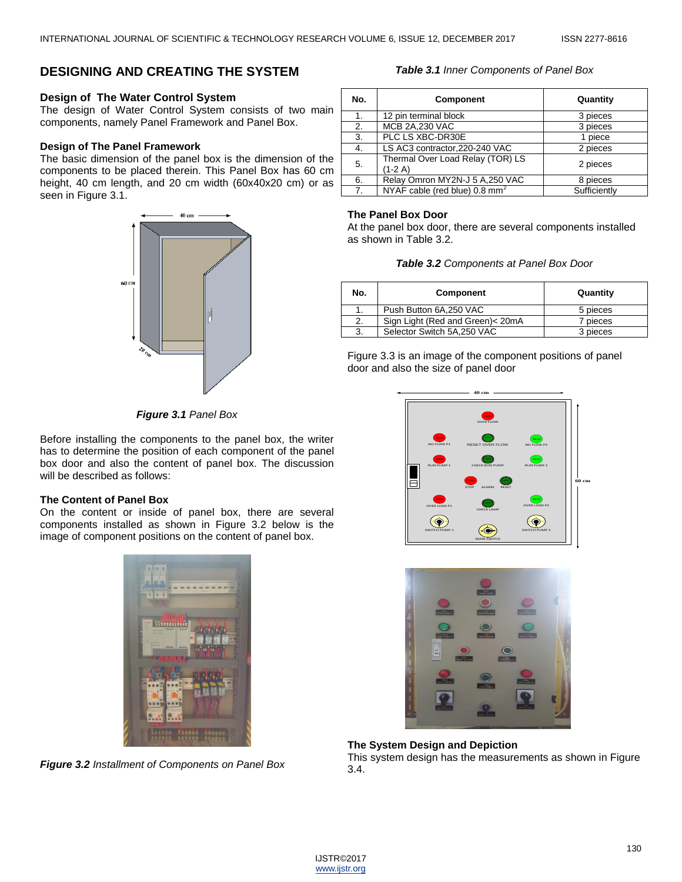## DESIGNING AND CREATING THE SYSTEM

### Design of The Water Control System

The design of Water Control System consists of two main components, namely Panel Framework and Panel Box.

### Design of The Panel Framework

The basic dimension of the panel box is the dimension of the components to be placed therein. This Panel Box has 60 cm height, 40 cm length, and 20 cm width (60x40x20 cm) or as seen in Figure 3.1.

***Figure 3.1*** *Panel Box*

Before installing the components to the panel box, the writer has to determine the position of each component of the panel box door and also the content of panel box. The discussion will be described as follows:

### The Content of Panel Box

On the content or inside of panel box, there are several components installed as shown in Figure 3.2 below is the image of component positions on the content of panel box.

***Figure 3.2*** *Installment of Components on Panel Box*

***Table 3.1*** *Inner Components of Panel Box*

| No. | Component | Quantity |
|---|---|---|
| 1. | 12 pin terminal block | 3 pieces |
| 2. | MCB 2A,230 VAC | 3 pieces |
| 3. | PLC LS XBC-DR30E | 1 piece |
| 4. | LS AC3 contractor,220-240 VAC | 2 pieces |
| 5. | Thermal Over Load Relay (TOR) LS (1-2 A) | 2 pieces |
| 6. | Relay Omron MY2N-J 5 A,250 VAC | 8 pieces |
| 7. | NYAF cable (red blue) 0.8 $mm^2$ | Sufficiently |

### The Panel Box Door

At the panel box door, there are several components installed as shown in Table 3.2.

***Table 3.2*** *Components at Panel Box Door*

| No. | Component | Quantity |
|---|---|---|
| 1. | Push Button 6A,250 VAC | 5 pieces |
| 2. | Sign Light (Red and Green)< 20mA | 7 pieces |
| 3. | Selector Switch 5A,250 VAC | 3 pieces |

Figure 3.3 is an image of the component positions of panel door and also the size of panel door

### The System Design and Depiction

This system design has the measurements as shown in Figure 3.4.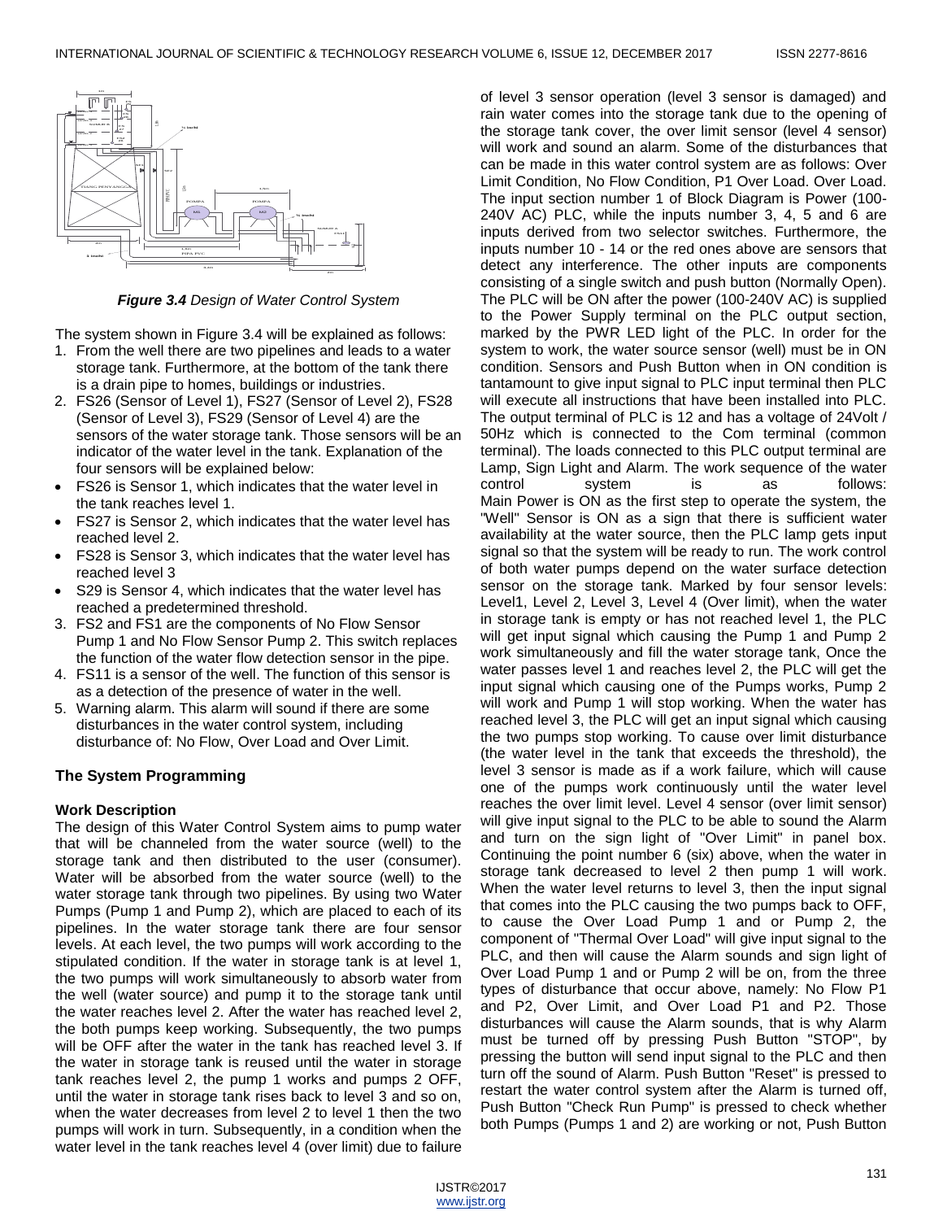*Figure 3.4 Design of Water Control System*

The system shown in Figure 3.4 will be explained as follows:

1. From the well there are two pipelines and leads to a water storage tank. Furthermore, at the bottom of the tank there is a drain pipe to homes, buildings or industries.
2. FS26 (Sensor of Level 1), FS27 (Sensor of Level 2), FS28 (Sensor of Level 3), FS29 (Sensor of Level 4) are the sensors of the water storage tank. Those sensors will be an indicator of the water level in the tank. Explanation of the four sensors will be explained below:
   - FS26 is Sensor 1, which indicates that the water level in the tank reaches level 1.
   - FS27 is Sensor 2, which indicates that the water level has reached level 2.
   - FS28 is Sensor 3, which indicates that the water level has reached level 3
   - S29 is Sensor 4, which indicates that the water level has reached a predetermined threshold.
3. FS2 and FS1 are the components of No Flow Sensor Pump 1 and No Flow Sensor Pump 2. This switch replaces the function of the water flow detection sensor in the pipe.
4. FS11 is a sensor of the well. The function of this sensor is as a detection of the presence of water in the well.
5. Warning alarm. This alarm will sound if there are some disturbances in the water control system, including disturbance of: No Flow, Over Load and Over Limit.

## The System Programming

### Work Description

The design of this Water Control System aims to pump water that will be channeled from the water source (well) to the storage tank and then distributed to the user (consumer). Water will be absorbed from the water source (well) to the water storage tank through two pipelines. By using two Water Pumps (Pump 1 and Pump 2), which are placed to each of its pipelines. In the water storage tank there are four sensor levels. At each level, the two pumps will work according to the stipulated condition. If the water in storage tank is at level 1, the two pumps will work simultaneously to absorb water from the well (water source) and pump it to the storage tank until the water reaches level 2. After the water has reached level 2, the both pumps keep working. Subsequently, the two pumps will be OFF after the water in the tank has reached level 3. If the water in storage tank is reused until the water in storage tank reaches level 2, the pump 1 works and pumps 2 OFF, until the water in storage tank rises back to level 3 and so on, when the water decreases from level 2 to level 1 then the two pumps will work in turn. Subsequently, in a condition when the water level in the tank reaches level 4 (over limit) due to failure of level 3 sensor operation (level 3 sensor is damaged) and rain water comes into the storage tank due to the opening of the storage tank cover, the over limit sensor (level 4 sensor) will work and sound an alarm. Some of the disturbances that can be made in this water control system are as follows: Over Limit Condition, No Flow Condition, P1 Over Load. Over Load. The input section number 1 of Block Diagram is Power (100-240V AC) PLC, while the inputs number 3, 4, 5 and 6 are inputs derived from two selector switches. Furthermore, the inputs number 10 - 14 or the red ones above are sensors that detect any interference. The other inputs are components consisting of a single switch and push button (Normally Open). The PLC will be ON after the power (100-240V AC) is supplied to the Power Supply terminal on the PLC output section, marked by the PWR LED light of the PLC. In order for the system to work, the water source sensor (well) must be in ON condition. Sensors and Push Button when in ON condition is tantamount to give input signal to PLC input terminal then PLC will execute all instructions that have been installed into PLC. The output terminal of PLC is 12 and has a voltage of 24Volt / 50Hz which is connected to the Com terminal (common terminal). The loads connected to this PLC output terminal are Lamp, Sign Light and Alarm. The work sequence of the water control system is as follows: Main Power is ON as the first step to operate the system, the "Well" Sensor is ON as a sign that there is sufficient water availability at the water source, then the PLC lamp gets input signal so that the system will be ready to run. The work control of both water pumps depend on the water surface detection sensor on the storage tank. Marked by four sensor levels: Level1, Level 2, Level 3, Level 4 (Over limit), when the water in storage tank is empty or has not reached level 1, the PLC will get input signal which causing the Pump 1 and Pump 2 work simultaneously and fill the water storage tank, Once the water passes level 1 and reaches level 2, the PLC will get the input signal which causing one of the Pumps works, Pump 2 will work and Pump 1 will stop working. When the water has reached level 3, the PLC will get an input signal which causing the two pumps stop working. To cause over limit disturbance (the water level in the tank that exceeds the threshold), the level 3 sensor is made as if a work failure, which will cause one of the pumps work continuously until the water level reaches the over limit level. Level 4 sensor (over limit sensor) will give input signal to the PLC to be able to sound the Alarm and turn on the sign light of "Over Limit" in panel box. Continuing the point number 6 (six) above, when the water in storage tank decreased to level 2 then pump 1 will work. When the water level returns to level 3, then the input signal that comes into the PLC causing the two pumps back to OFF, to cause the Over Load Pump 1 and or Pump 2, the component of "Thermal Over Load" will give input signal to the PLC, and then will cause the Alarm sounds and sign light of Over Load Pump 1 and or Pump 2 will be on, from the three types of disturbance that occur above, namely: No Flow P1 and P2, Over Limit, and Over Load P1 and P2. Those disturbances will cause the Alarm sounds, that is why Alarm must be turned off by pressing Push Button "STOP", by pressing the button will send input signal to the PLC and then turn off the sound of Alarm. Push Button "Reset" is pressed to restart the water control system after the Alarm is turned off, Push Button "Check Run Pump" is pressed to check whether both Pumps (Pumps 1 and 2) are working or not, Push Button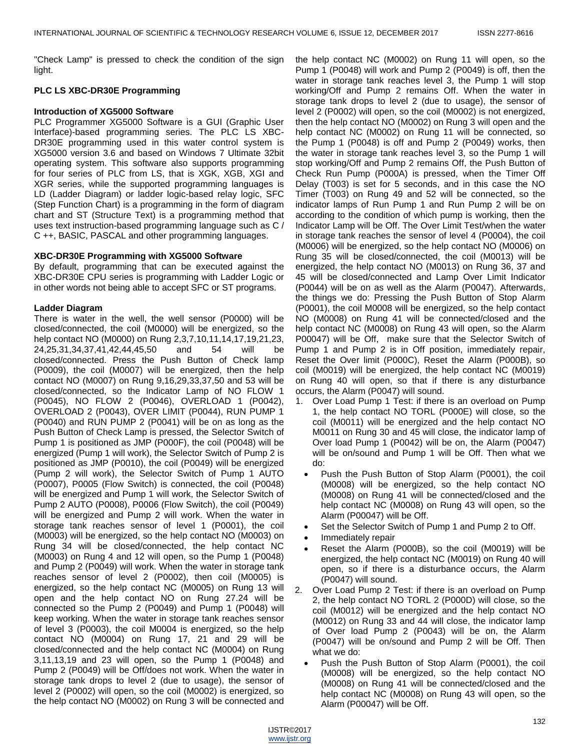"Check Lamp" is pressed to check the condition of the sign light.

### PLC LS XBC-DR30E Programming

#### Introduction of XG5000 Software

PLC Programmer XG5000 Software is a GUI (Graphic User Interface)-based programming series. The PLC LS XBC-DR30E programming used in this water control system is XG5000 version 3.6 and based on Windows 7 Ultimate 32bit operating system. This software also supports programming for four series of PLC from LS, that is XGK, XGB, XGI and XGR series, while the supported programming languages is LD (Ladder Diagram) or ladder logic-based relay logic, SFC (Step Function Chart) is a programming in the form of diagram chart and ST (Structure Text) is a programming method that uses text instruction-based programming language such as C / C ++, BASIC, PASCAL and other programming languages.

#### XBC-DR30E Programming with XG5000 Software

By default, programming that can be executed against the XBC-DR30E CPU series is programming with Ladder Logic or in other words not being able to accept SFC or ST programs.

#### Ladder Diagram

There is water in the well, the well sensor (P0000) will be closed/connected, the coil (M0000) will be energized, so the help contact NO (M0000) on Rung 2,3,7,10,11,14,17,19,21,23, 24,25,31,34,37,41,42,44,45,50 and 54 will be closed/connected. Press the Push Button of Check lamp (P0009), the coil (M0007) will be energized, then the help contact NO (M0007) on Rung 9,16,29,33,37,50 and 53 will be closed/connected, so the Indicator Lamp of NO FLOW 1 (P0045), NO FLOW 2 (P0046), OVERLOAD 1 (P0042), OVERLOAD 2 (P0043), OVER LIMIT (P0044), RUN PUMP 1 (P0040) and RUN PUMP 2 (P0041) will be on as long as the Push Button of Check Lamp is pressed, the Selector Switch of Pump 1 is positioned as JMP (P000F), the coil (P0048) will be energized (Pump 1 will work), the Selector Switch of Pump 2 is positioned as JMP (P0010), the coil (P0049) will be energized (Pump 2 will work), the Selector Switch of Pump 1 AUTO (P0007), P0005 (Flow Switch) is connected, the coil (P0048) will be energized and Pump 1 will work, the Selector Switch of Pump 2 AUTO (P0008), P0006 (Flow Switch), the coil (P0049) will be energized and Pump 2 will work. When the water in storage tank reaches sensor of level 1 (P0001), the coil (M0003) will be energized, so the help contact NO (M0003) on Rung 34 will be closed/connected, the help contact NC (M0003) on Rung 4 and 12 will open, so the Pump 1 (P0048) and Pump 2 (P0049) will work. When the water in storage tank reaches sensor of level 2 (P0002), then coil (M0005) is energized, so the help contact NC (M0005) on Rung 13 will open and the help contact NO on Rung 27.24 will be connected so the Pump 2 (P0049) and Pump 1 (P0048) will keep working. When the water in storage tank reaches sensor of level 3 (P0003), the coil M0004 is energized, so the help contact NO (M0004) on Rung 17, 21 and 29 will be closed/connected and the help contact NC (M0004) on Rung 3,11,13,19 and 23 will open, so the Pump 1 (P0048) and Pump 2 (P0049) will be Off/does not work. When the water in storage tank drops to level 2 (due to usage), the sensor of level 2 (P0002) will open, so the coil (M0002) is energized, so the help contact NO (M0002) on Rung 3 will be connected and the help contact NC (M0002) on Rung 11 will open, so the Pump 1 (P0048) will work and Pump 2 (P0049) is off, then the water in storage tank reaches level 3, the Pump 1 will stop working/Off and Pump 2 remains Off. When the water in storage tank drops to level 2 (due to usage), the sensor of level 2 (P0002) will open, so the coil (M0002) is not energized, then the help contact NO (M0002) on Rung 3 will open and the help contact NC (M0002) on Rung 11 will be connected, so the Pump 1 (P0048) is off and Pump 2 (P0049) works, then the water in storage tank reaches level 3, so the Pump 1 will stop working/Off and Pump 2 remains Off, the Push Button of Check Run Pump (P000A) is pressed, when the Timer Off Delay (T003) is set for 5 seconds, and in this case the NO Timer (T003) on Rung 49 and 52 will be connected, so the indicator lamps of Run Pump 1 and Run Pump 2 will be on according to the condition of which pump is working, then the Indicator Lamp will be Off. The Over Limit Test/when the water in storage tank reaches the sensor of level 4 (P0004), the coil (M0006) will be energized, so the help contact NO (M0006) on Rung 35 will be closed/connected, the coil (M0013) will be energized, the help contact NO (M0013) on Rung 36, 37 and 45 will be closed/connected and Lamp Over Limit Indicator (P0044) will be on as well as the Alarm (P0047). Afterwards, the things we do: Pressing the Push Button of Stop Alarm (P0001), the coil M0008 will be energized, so the help contact NO (M0008) on Rung 41 will be connected/closed and the help contact NC (M0008) on Rung 43 will open, so the Alarm P00047) will be Off, make sure that the Selector Switch of Pump 1 and Pump 2 is in Off position, immediately repair, Reset the Over limit (P000C), Reset the Alarm (P000B), so coil (M0019) will be energized, the help contact NC (M0019) on Rung 40 will open, so that if there is any disturbance occurs, the Alarm (P0047) will sound.

1. Over Load Pump 1 Test: if there is an overload on Pump 1, the help contact NO TORL (P000E) will close, so the coil (M0011) will be energized and the help contact NO M0011 on Rung 30 and 45 will close, the indicator lamp of Over load Pump 1 (P0042) will be on, the Alarm (P0047) will be on/sound and Pump 1 will be Off. Then what we do:
   - Push the Push Button of Stop Alarm (P0001), the coil (M0008) will be energized, so the help contact NO (M0008) on Rung 41 will be connected/closed and the help contact NC (M0008) on Rung 43 will open, so the Alarm (P00047) will be Off.
   - Set the Selector Switch of Pump 1 and Pump 2 to Off.
   - Immediately repair
   - Reset the Alarm (P000B), so the coil (M0019) will be energized, the help contact NC (M0019) on Rung 40 will open, so if there is a disturbance occurs, the Alarm (P0047) will sound.
2. Over Load Pump 2 Test: if there is an overload on Pump 2, the help contact NO TORL 2 (P000D) will close, so the coil (M0012) will be energized and the help contact NO (M0012) on Rung 33 and 44 will close, the indicator lamp of Over load Pump 2 (P0043) will be on, the Alarm (P0047) will be on/sound and Pump 2 will be Off. Then what we do:
   - Push the Push Button of Stop Alarm (P0001), the coil (M0008) will be energized, so the help contact NO (M0008) on Rung 41 will be connected/closed and the help contact NC (M0008) on Rung 43 will open, so the Alarm (P00047) will be Off.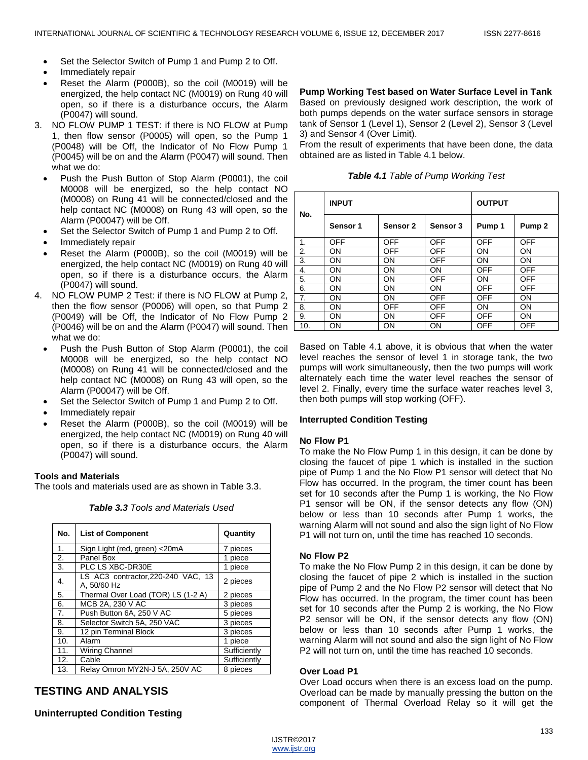- Set the Selector Switch of Pump 1 and Pump 2 to Off.
- Immediately repair
- Reset the Alarm (P000B), so the coil (M0019) will be energized, the help contact NC (M0019) on Rung 40 will open, so if there is a disturbance occurs, the Alarm (P0047) will sound.

3. NO FLOW PUMP 1 TEST: if there is NO FLOW at Pump 1, then flow sensor (P0005) will open, so the Pump 1 (P0048) will be Off, the Indicator of No Flow Pump 1 (P0045) will be on and the Alarm (P0047) will sound. Then what we do:
   - Push the Push Button of Stop Alarm (P0001), the coil M0008 will be energized, so the help contact NO (M0008) on Rung 41 will be connected/closed and the help contact NC (M0008) on Rung 43 will open, so the Alarm (P00047) will be Off.
   - Set the Selector Switch of Pump 1 and Pump 2 to Off.
   - Immediately repair
   - Reset the Alarm (P000B), so the coil (M0019) will be energized, the help contact NC (M0019) on Rung 40 will open, so if there is a disturbance occurs, the Alarm (P0047) will sound.
4. NO FLOW PUMP 2 Test: if there is NO FLOW at Pump 2, then the flow sensor (P0006) will open, so that Pump 2 (P0049) will be Off, the Indicator of No Flow Pump 2 (P0046) will be on and the Alarm (P0047) will sound. Then what we do:
   - Push the Push Button of Stop Alarm (P0001), the coil M0008 will be energized, so the help contact NO (M0008) on Rung 41 will be connected/closed and the help contact NC (M0008) on Rung 43 will open, so the Alarm (P00047) will be Off.
   - Set the Selector Switch of Pump 1 and Pump 2 to Off.
   - Immediately repair
   - Reset the Alarm (P000B), so the coil (M0019) will be energized, the help contact NC (M0019) on Rung 40 will open, so if there is a disturbance occurs, the Alarm (P0047) will sound.

**Tools and Materials**

The tools and materials used are as shown in Table 3.3.

***Table 3.3*** *Tools and Materials Used*

| No. | List of Component | Quantity |
|---|---|---|
| 1. | Sign Light (red, green) <20mA | 7 pieces |
| 2. | Panel Box | 1 piece |
| 3. | PLC LS XBC-DR30E | 1 piece |
| 4. | LS AC3 contractor,220-240 VAC, 13 A, 50/60 Hz | 2 pieces |
| 5. | Thermal Over Load (TOR) LS (1-2 A) | 2 pieces |
| 6. | MCB 2A, 230 V AC | 3 pieces |
| 7. | Push Button 6A, 250 V AC | 5 pieces |
| 8. | Selector Switch 5A, 250 VAC | 3 pieces |
| 9. | 12 pin Terminal Block | 3 pieces |
| 10. | Alarm | 1 piece |
| 11. | Wiring Channel | Sufficiently |
| 12. | Cable | Sufficiently |
| 13. | Relay Omron MY2N-J 5A, 250V AC | 8 pieces |

## TESTING AND ANALYSIS

**Uninterrupted Condition Testing**

**Pump Working Test based on Water Surface Level in Tank**

Based on previously designed work description, the work of both pumps depends on the water surface sensors in storage tank of Sensor 1 (Level 1), Sensor 2 (Level 2), Sensor 3 (Level 3) and Sensor 4 (Over Limit).

From the result of experiments that have been done, the data obtained are as listed in Table 4.1 below.

***Table 4.1*** *Table of Pump Working Test*

| No. | INPUT | | | OUTPUT | |
|---|---|---|---|---|---|
| | Sensor 1 | Sensor 2 | Sensor 3 | Pump 1 | Pump 2 |
| 1. | OFF | OFF | OFF | OFF | OFF |
| 2. | ON | OFF | OFF | ON | ON |
| 3. | ON | ON | OFF | ON | ON |
| 4. | ON | ON | ON | OFF | OFF |
| 5. | ON | ON | OFF | ON | OFF |
| 6. | ON | ON | ON | OFF | OFF |
| 7. | ON | ON | OFF | OFF | ON |
| 8. | ON | OFF | OFF | ON | ON |
| 9. | ON | ON | OFF | OFF | ON |
| 10. | ON | ON | ON | OFF | OFF |

Based on Table 4.1 above, it is obvious that when the water level reaches the sensor of level 1 in storage tank, the two pumps will work simultaneously, then the two pumps will work alternately each time the water level reaches the sensor of level 2. Finally, every time the surface water reaches level 3, then both pumps will stop working (OFF).

**Interrupted Condition Testing**

**No Flow P1**

To make the No Flow Pump 1 in this design, it can be done by closing the faucet of pipe 1 which is installed in the suction pipe of Pump 1 and the No Flow P1 sensor will detect that No Flow has occurred. In the program, the timer count has been set for 10 seconds after the Pump 1 is working, the No Flow P1 sensor will be ON, if the sensor detects any flow (ON) below or less than 10 seconds after Pump 1 works, the warning Alarm will not sound and also the sign light of No Flow P1 will not turn on, until the time has reached 10 seconds.

**No Flow P2**

To make the No Flow Pump 2 in this design, it can be done by closing the faucet of pipe 2 which is installed in the suction pipe of Pump 2 and the No Flow P2 sensor will detect that No Flow has occurred. In the program, the timer count has been set for 10 seconds after the Pump 2 is working, the No Flow P2 sensor will be ON, if the sensor detects any flow (ON) below or less than 10 seconds after Pump 1 works, the warning Alarm will not sound and also the sign light of No Flow P2 will not turn on, until the time has reached 10 seconds.

**Over Load P1**

Over Load occurs when there is an excess load on the pump. Overload can be made by manually pressing the button on the component of Thermal Overload Relay so it will get the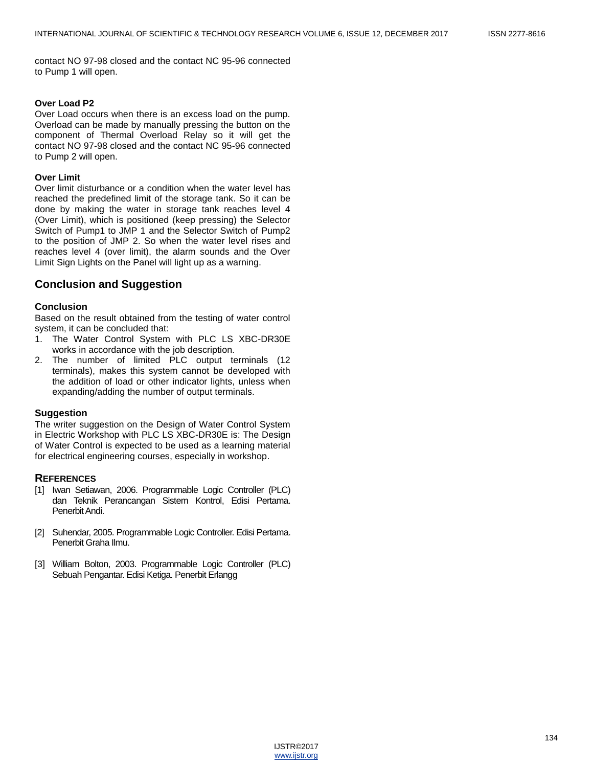contact NO 97-98 closed and the contact NC 95-96 connected to Pump 1 will open.

**Over Load P2**
Over Load occurs when there is an excess load on the pump. Overload can be made by manually pressing the button on the component of Thermal Overload Relay so it will get the contact NO 97-98 closed and the contact NC 95-96 connected to Pump 2 will open.

**Over Limit**
Over limit disturbance or a condition when the water level has reached the predefined limit of the storage tank. So it can be done by making the water in storage tank reaches level 4 (Over Limit), which is positioned (keep pressing) the Selector Switch of Pump1 to JMP 1 and the Selector Switch of Pump2 to the position of JMP 2. So when the water level rises and reaches level 4 (over limit), the alarm sounds and the Over Limit Sign Lights on the Panel will light up as a warning.

## Conclusion and Suggestion

### Conclusion

Based on the result obtained from the testing of water control system, it can be concluded that:

1. The Water Control System with PLC LS XBC-DR30E works in accordance with the job description.
2. The number of limited PLC output terminals (12 terminals), makes this system cannot be developed with the addition of load or other indicator lights, unless when expanding/adding the number of output terminals.

### Suggestion

The writer suggestion on the Design of Water Control System in Electric Workshop with PLC LS XBC-DR30E is: The Design of Water Control is expected to be used as a learning material for electrical engineering courses, especially in workshop.

## REFERENCES

[1] Iwan Setiawan, 2006. Programmable Logic Controller (PLC) dan Teknik Perancangan Sistem Kontrol, Edisi Pertama. Penerbit Andi.

[2] Suhendar, 2005. Programmable Logic Controller. Edisi Pertama. Penerbit Graha Ilmu.

[3] William Bolton, 2003. Programmable Logic Controller (PLC) Sebuah Pengantar. Edisi Ketiga. Penerbit Erlangg